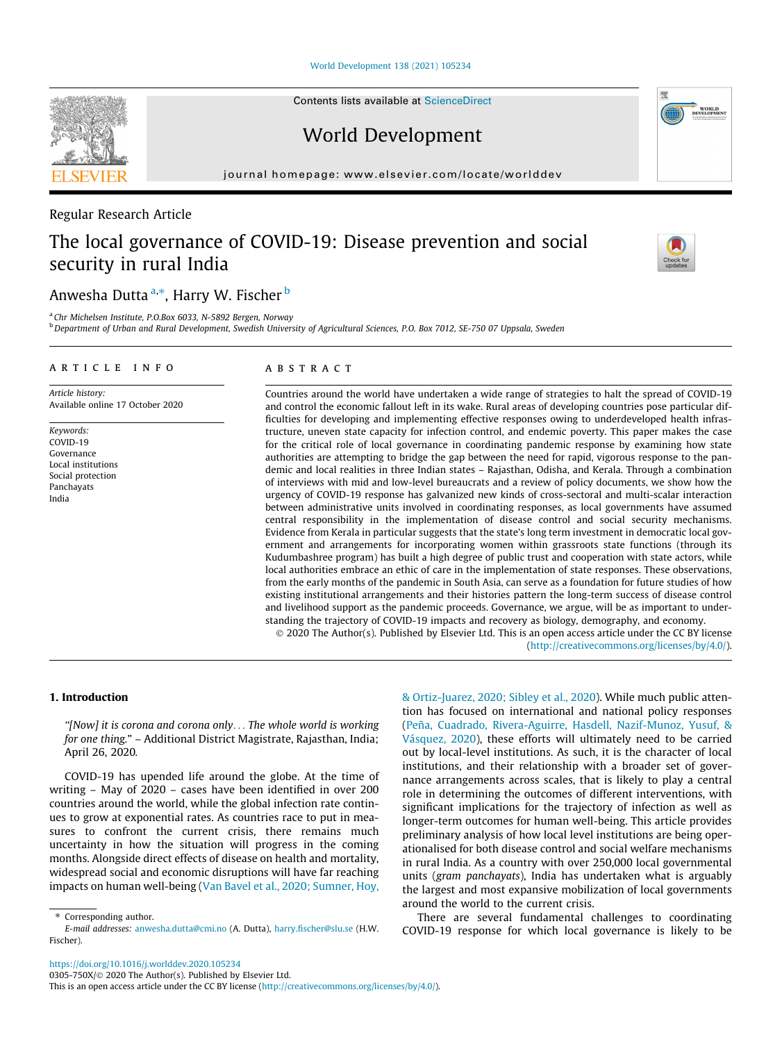Regular Research Article

# The local governance of COVID-19: Disease prevention and social security in rural India

Anwesha Dutta [a,*], Harry W. Fischer [b]

[a] Chr Michelsen Institute, P.O.Box 6033, N-5892 Bergen, Norway
[b] Department of Urban and Rural Development, Swedish University of Agricultural Sciences, P.O. Box 7012, SE-750 07 Uppsala, Sweden

## ARTICLE INFO

*Article history:*
Available online 17 October 2020

*Keywords:*
COVID-19
Governance
Local institutions
Social protection
Panchayats
India

## ABSTRACT

Countries around the world have undertaken a wide range of strategies to halt the spread of COVID-19 and control the economic fallout left in its wake. Rural areas of developing countries pose particular difficulties for developing and implementing effective responses owing to underdeveloped health infrastructure, uneven state capacity for infection control, and endemic poverty. This paper makes the case for the critical role of local governance in coordinating pandemic response by examining how state authorities are attempting to bridge the gap between the need for rapid, vigorous response to the pandemic and local realities in three Indian states – Rajasthan, Odisha, and Kerala. Through a combination of interviews with mid and low-level bureaucrats and a review of policy documents, we show how the urgency of COVID-19 response has galvanized new kinds of cross-sectoral and multi-scalar interaction between administrative units involved in coordinating responses, as local governments have assumed central responsibility in the implementation of disease control and social security mechanisms. Evidence from Kerala in particular suggests that the state's long term investment in democratic local government and arrangements for incorporating women within grassroots state functions (through its Kudumbashree program) has built a high degree of public trust and cooperation with state actors, while local authorities embrace an ethic of care in the implementation of state responses. These observations, from the early months of the pandemic in South Asia, can serve as a foundation for future studies of how existing institutional arrangements and their histories pattern the long-term success of disease control and livelihood support as the pandemic proceeds. Governance, we argue, will be as important to understanding the trajectory of COVID-19 impacts and recovery as biology, demography, and economy.

© 2020 The Author(s). Published by Elsevier Ltd. This is an open access article under the CC BY license (http://creativecommons.org/licenses/by/4.0/).

## 1. Introduction

*"[Now] it is corona and corona only... The whole world is working for one thing."* – Additional District Magistrate, Rajasthan, India; April 26, 2020.

COVID-19 has upended life around the globe. At the time of writing – May of 2020 – cases have been identified in over 200 countries around the world, while the global infection rate continues to grow at exponential rates. As countries race to put in measures to confront the current crisis, there remains much uncertainty in how the situation will progress in the coming months. Alongside direct effects of disease on health and mortality, widespread social and economic disruptions will have far reaching impacts on human well-being (Van Bavel et al., 2020; Sumner, Hoy, & Ortiz-Juarez, 2020; Sibley et al., 2020). While much public attention has focused on international and national policy responses (Peña, Cuadrado, Rivera-Aguirre, Hasdell, Nazif-Munoz, Yusuf, & Vásquez, 2020), these efforts will ultimately need to be carried out by local-level institutions. As such, it is the character of local institutions, and their relationship with a broader set of governance arrangements across scales, that is likely to play a central role in determining the outcomes of different interventions, with significant implications for the trajectory of infection as well as longer-term outcomes for human well-being. This article provides preliminary analysis of how local level institutions are being operationalised for both disease control and social welfare mechanisms in rural India. As a country with over 250,000 local governmental units (*gram panchayats*), India has undertaken what is arguably the largest and most expansive mobilization of local governments around the world to the current crisis.

There are several fundamental challenges to coordinating COVID-19 response for which local governance is likely to be

* Corresponding author.
*E-mail addresses:* anwesha.dutta@cmi.no (A. Dutta), harry.fischer@slu.se (H.W. Fischer).

https://doi.org/10.1016/j.worlddev.2020.105234
0305-750X/© 2020 The Author(s). Published by Elsevier Ltd.
This is an open access article under the CC BY license (http://creativecommons.org/licenses/by/4.0/).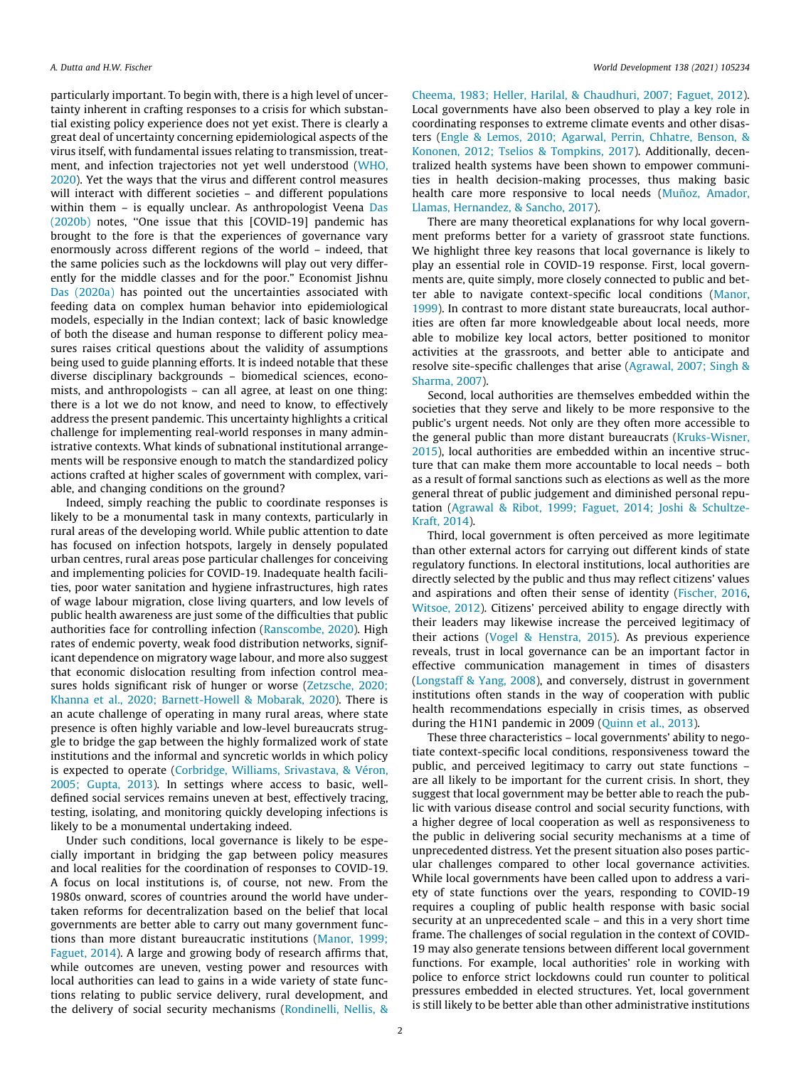particularly important. To begin with, there is a high level of uncertainty inherent in crafting responses to a crisis for which substantial existing policy experience does not yet exist. There is clearly a great deal of uncertainty concerning epidemiological aspects of the virus itself, with fundamental issues relating to transmission, treatment, and infection trajectories not yet well understood (WHO, 2020). Yet the ways that the virus and different control measures will interact with different societies – and different populations within them – is equally unclear. As anthropologist Veena Das (2020b) notes, "One issue that this [COVID-19] pandemic has brought to the fore is that the experiences of governance vary enormously across different regions of the world – indeed, that the same policies such as the lockdowns will play out very differently for the middle classes and for the poor." Economist Jishnu Das (2020a) has pointed out the uncertainties associated with feeding data on complex human behavior into epidemiological models, especially in the Indian context; lack of basic knowledge of both the disease and human response to different policy measures raises critical questions about the validity of assumptions being used to guide planning efforts. It is indeed notable that these diverse disciplinary backgrounds – biomedical sciences, economists, and anthropologists – can all agree, at least on one thing: there is a lot we do not know, and need to know, to effectively address the present pandemic. This uncertainty highlights a critical challenge for implementing real-world responses in many administrative contexts. What kinds of subnational institutional arrangements will be responsive enough to match the standardized policy actions crafted at higher scales of government with complex, variable, and changing conditions on the ground?

Indeed, simply reaching the public to coordinate responses is likely to be a monumental task in many contexts, particularly in rural areas of the developing world. While public attention to date has focused on infection hotspots, largely in densely populated urban centres, rural areas pose particular challenges for conceiving and implementing policies for COVID-19. Inadequate health facilities, poor water sanitation and hygiene infrastructures, high rates of wage labour migration, close living quarters, and low levels of public health awareness are just some of the difficulties that public authorities face for controlling infection (Ranscombe, 2020). High rates of endemic poverty, weak food distribution networks, significant dependence on migratory wage labour, and more also suggest that economic dislocation resulting from infection control measures holds significant risk of hunger or worse (Zetzsche, 2020; Khanna et al., 2020; Barnett-Howell & Mobarak, 2020). There is an acute challenge of operating in many rural areas, where state presence is often highly variable and low-level bureaucrats struggle to bridge the gap between the highly formalized work of state institutions and the informal and syncretic worlds in which policy is expected to operate (Corbridge, Williams, Srivastava, & Véron, 2005; Gupta, 2013). In settings where access to basic, well-defined social services remains uneven at best, effectively tracing, testing, isolating, and monitoring quickly developing infections is likely to be a monumental undertaking indeed.

Under such conditions, local governance is likely to be especially important in bridging the gap between policy measures and local realities for the coordination of responses to COVID-19. A focus on local institutions is, of course, not new. From the 1980s onward, scores of countries around the world have undertaken reforms for decentralization based on the belief that local governments are better able to carry out many government functions than more distant bureaucratic institutions (Manor, 1999; Faguet, 2014). A large and growing body of research affirms that, while outcomes are uneven, vesting power and resources with local authorities can lead to gains in a wide variety of state functions relating to public service delivery, rural development, and the delivery of social security mechanisms (Rondinelli, Nellis, & Cheema, 1983; Heller, Harilal, & Chaudhuri, 2007; Faguet, 2012). Local governments have also been observed to play a key role in coordinating responses to extreme climate events and other disasters (Engle & Lemos, 2010; Agarwal, Perrin, Chhatre, Benson, & Kononen, 2012; Tselios & Tompkins, 2017). Additionally, decentralized health systems have been shown to empower communities in health decision-making processes, thus making basic health care more responsive to local needs (Muñoz, Amador, Llamas, Hernandez, & Sancho, 2017).

There are many theoretical explanations for why local government preforms better for a variety of grassroot state functions. We highlight three key reasons that local governance is likely to play an essential role in COVID-19 response. First, local governments are, quite simply, more closely connected to public and better able to navigate context-specific local conditions (Manor, 1999). In contrast to more distant state bureaucrats, local authorities are often far more knowledgeable about local needs, more able to mobilize key local actors, better positioned to monitor activities at the grassroots, and better able to anticipate and resolve site-specific challenges that arise (Agrawal, 2007; Singh & Sharma, 2007).

Second, local authorities are themselves embedded within the societies that they serve and likely to be more responsive to the public's urgent needs. Not only are they often more accessible to the general public than more distant bureaucrats (Kruks-Wisner, 2015), local authorities are embedded within an incentive structure that can make them more accountable to local needs – both as a result of formal sanctions such as elections as well as the more general threat of public judgement and diminished personal reputation (Agrawal & Ribot, 1999; Faguet, 2014; Joshi & Schultze-Kraft, 2014).

Third, local government is often perceived as more legitimate than other external actors for carrying out different kinds of state regulatory functions. In electoral institutions, local authorities are directly selected by the public and thus may reflect citizens' values and aspirations and often their sense of identity (Fischer, 2016, Witsoe, 2012). Citizens' perceived ability to engage directly with their leaders may likewise increase the perceived legitimacy of their actions (Vogel & Henstra, 2015). As previous experience reveals, trust in local governance can be an important factor in effective communication management in times of disasters (Longstaff & Yang, 2008), and conversely, distrust in government institutions often stands in the way of cooperation with public health recommendations especially in crisis times, as observed during the H1N1 pandemic in 2009 (Quinn et al., 2013).

These three characteristics – local governments' ability to negotiate context-specific local conditions, responsiveness toward the public, and perceived legitimacy to carry out state functions – are all likely to be important for the current crisis. In short, they suggest that local government may be better able to reach the public with various disease control and social security functions, with a higher degree of local cooperation as well as responsiveness to the public in delivering social security mechanisms at a time of unprecedented distress. Yet the present situation also poses particular challenges compared to other local governance activities. While local governments have been called upon to address a variety of state functions over the years, responding to COVID-19 requires a coupling of public health response with basic social security at an unprecedented scale – and this in a very short time frame. The challenges of social regulation in the context of COVID-19 may also generate tensions between different local government functions. For example, local authorities' role in working with police to enforce strict lockdowns could run counter to political pressures embedded in elected structures. Yet, local government is still likely to be better able than other administrative institutions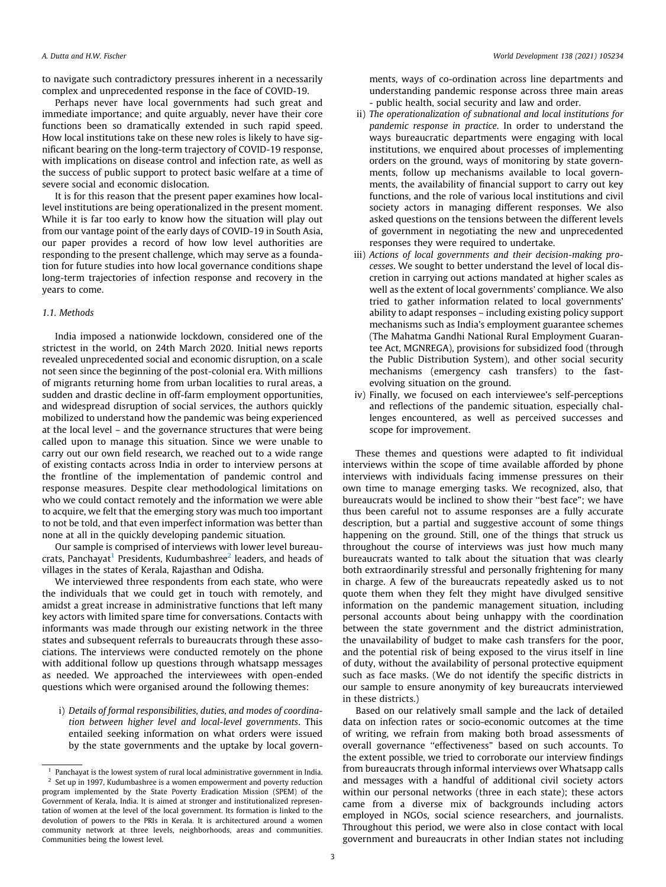to navigate such contradictory pressures inherent in a necessarily complex and unprecedented response in the face of COVID-19.

Perhaps never have local governments had such great and immediate importance; and quite arguably, never have their core functions been so dramatically extended in such rapid speed. How local institutions take on these new roles is likely to have significant bearing on the long-term trajectory of COVID-19 response, with implications on disease control and infection rate, as well as the success of public support to protect basic welfare at a time of severe social and economic dislocation.

It is for this reason that the present paper examines how local-level institutions are being operationalized in the present moment. While it is far too early to know how the situation will play out from our vantage point of the early days of COVID-19 in South Asia, our paper provides a record of how low level authorities are responding to the present challenge, which may serve as a foundation for future studies into how local governance conditions shape long-term trajectories of infection response and recovery in the years to come.

### 1.1. Methods

India imposed a nationwide lockdown, considered one of the strictest in the world, on 24th March 2020. Initial news reports revealed unprecedented social and economic disruption, on a scale not seen since the beginning of the post-colonial era. With millions of migrants returning home from urban localities to rural areas, a sudden and drastic decline in off-farm employment opportunities, and widespread disruption of social services, the authors quickly mobilized to understand how the pandemic was being experienced at the local level – and the governance structures that were being called upon to manage this situation. Since we were unable to carry out our own field research, we reached out to a wide range of existing contacts across India in order to interview persons at the frontline of the implementation of pandemic control and response measures. Despite clear methodological limitations on who we could contact remotely and the information we were able to acquire, we felt that the emerging story was much too important to not be told, and that even imperfect information was better than none at all in the quickly developing pandemic situation.

Our sample is comprised of interviews with lower level bureaucrats, Panchayat[1] Presidents, Kudumbashree[2] leaders, and heads of villages in the states of Kerala, Rajasthan and Odisha.

We interviewed three respondents from each state, who were the individuals that we could get in touch with remotely, and amidst a great increase in administrative functions that left many key actors with limited spare time for conversations. Contacts with informants was made through our existing network in the three states and subsequent referrals to bureaucrats through these associations. The interviews were conducted remotely on the phone with additional follow up questions through whatsapp messages as needed. We approached the interviewees with open-ended questions which were organised around the following themes:

i) *Details of formal responsibilities, duties, and modes of coordination between higher level and local-level governments*. This entailed seeking information on what orders were issued by the state governments and the uptake by local governments, ways of co-ordination across line departments and understanding pandemic response across three main areas - public health, social security and law and order.
ii) *The operationalization of subnational and local institutions for pandemic response in practice*. In order to understand the ways bureaucratic departments were engaging with local institutions, we enquired about processes of implementing orders on the ground, ways of monitoring by state governments, follow up mechanisms available to local governments, the availability of financial support to carry out key functions, and the role of various local institutions and civil society actors in managing different responses. We also asked questions on the tensions between the different levels of government in negotiating the new and unprecedented responses they were required to undertake.
iii) *Actions of local governments and their decision-making processes*. We sought to better understand the level of local discretion in carrying out actions mandated at higher scales as well as the extent of local governments' compliance. We also tried to gather information related to local governments' ability to adapt responses – including existing policy support mechanisms such as India's employment guarantee schemes (The Mahatma Gandhi National Rural Employment Guarantee Act, MGNREGA), provisions for subsidized food (through the Public Distribution System), and other social security mechanisms (emergency cash transfers) to the fast-evolving situation on the ground.
iv) Finally, we focused on each interviewee's self-perceptions and reflections of the pandemic situation, especially challenges encountered, as well as perceived successes and scope for improvement.

These themes and questions were adapted to fit individual interviews within the scope of time available afforded by phone interviews with individuals facing immense pressures on their own time to manage emerging tasks. We recognized, also, that bureaucrats would be inclined to show their "best face"; we have thus been careful not to assume responses are a fully accurate description, but a partial and suggestive account of some things happening on the ground. Still, one of the things that struck us throughout the course of interviews was just how much many bureaucrats wanted to talk about the situation that was clearly both extraordinarily stressful and personally frightening for many in charge. A few of the bureaucrats repeatedly asked us to not quote them when they felt they might have divulged sensitive information on the pandemic management situation, including personal accounts about being unhappy with the coordination between the state government and the district administration, the unavailability of budget to make cash transfers for the poor, and the potential risk of being exposed to the virus itself in line of duty, without the availability of personal protective equipment such as face masks. (We do not identify the specific districts in our sample to ensure anonymity of key bureaucrats interviewed in these districts.)

Based on our relatively small sample and the lack of detailed data on infection rates or socio-economic outcomes at the time of writing, we refrain from making both broad assessments of overall governance "effectiveness" based on such accounts. To the extent possible, we tried to corroborate our interview findings from bureaucrats through informal interviews over Whatsapp calls and messages with a handful of additional civil society actors within our personal networks (three in each state); these actors came from a diverse mix of backgrounds including actors employed in NGOs, social science researchers, and journalists. Throughout this period, we were also in close contact with local government and bureaucrats in other Indian states not including

---

[1] Panchayat is the lowest system of rural local administrative government in India.

[2] Set up in 1997, Kudumbashree is a women empowerment and poverty reduction program implemented by the State Poverty Eradication Mission (SPEM) of the Government of Kerala, India. It is aimed at stronger and institutionalized representation of women at the level of the local government. Its formation is linked to the devolution of powers to the PRIs in Kerala. It is architectured around a women community network at three levels, neighborhoods, areas and communities. Communities being the lowest level.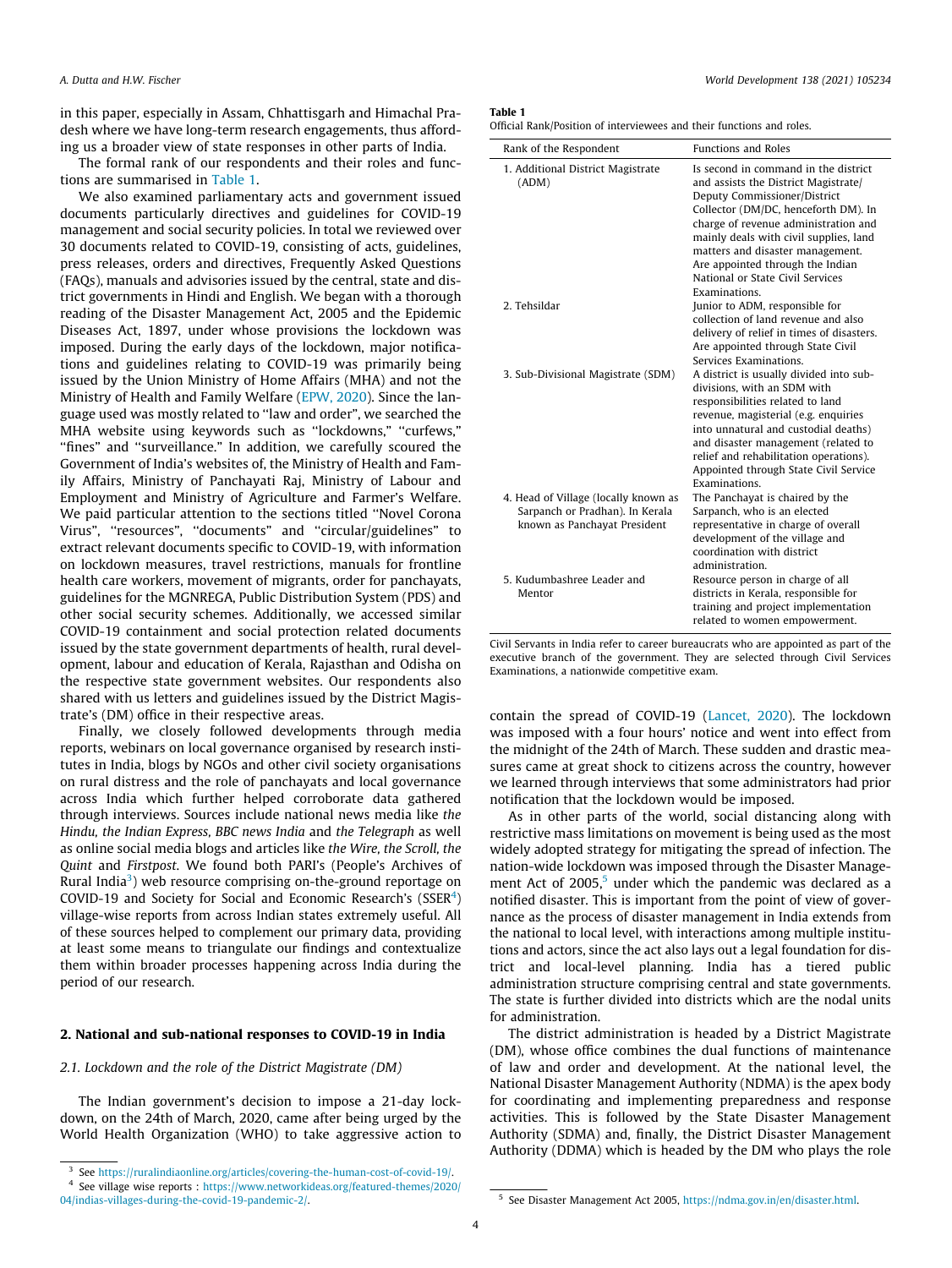in this paper, especially in Assam, Chhattisgarh and Himachal Pradesh where we have long-term research engagements, thus affording us a broader view of state responses in other parts of India.

The formal rank of our respondents and their roles and functions are summarised in Table 1.

We also examined parliamentary acts and government issued documents particularly directives and guidelines for COVID-19 management and social security policies. In total we reviewed over 30 documents related to COVID-19, consisting of acts, guidelines, press releases, orders and directives, Frequently Asked Questions (FAQs), manuals and advisories issued by the central, state and district governments in Hindi and English. We began with a thorough reading of the Disaster Management Act, 2005 and the Epidemic Diseases Act, 1897, under whose provisions the lockdown was imposed. During the early days of the lockdown, major notifications and guidelines relating to COVID-19 was primarily being issued by the Union Ministry of Home Affairs (MHA) and not the Ministry of Health and Family Welfare (EPW, 2020). Since the language used was mostly related to "law and order", we searched the MHA website using keywords such as "lockdowns," "curfews," "fines" and "surveillance." In addition, we carefully scoured the Government of India's websites of, the Ministry of Health and Family Affairs, Ministry of Panchayati Raj, Ministry of Labour and Employment and Ministry of Agriculture and Farmer's Welfare. We paid particular attention to the sections titled "Novel Corona Virus", "resources", "documents" and "circular/guidelines" to extract relevant documents specific to COVID-19, with information on lockdown measures, travel restrictions, manuals for frontline health care workers, movement of migrants, order for panchayats, guidelines for the MGNREGA, Public Distribution System (PDS) and other social security schemes. Additionally, we accessed similar COVID-19 containment and social protection related documents issued by the state government departments of health, rural development, labour and education of Kerala, Rajasthan and Odisha on the respective state government websites. Our respondents also shared with us letters and guidelines issued by the District Magistrate's (DM) office in their respective areas.

Finally, we closely followed developments through media reports, webinars on local governance organised by research institutes in India, blogs by NGOs and other civil society organisations on rural distress and the role of panchayats and local governance across India which further helped corroborate data gathered through interviews. Sources include national news media like *the Hindu, the Indian Express, BBC news India* and *the Telegraph* as well as online social media blogs and articles like *the Wire, the Scroll, the Quint* and *Firstpost*. We found both PARI's (People's Archives of Rural India[3]) web resource comprising on-the-ground reportage on COVID-19 and Society for Social and Economic Research's (SSER[4]) village-wise reports from across Indian states extremely useful. All of these sources helped to complement our primary data, providing at least some means to triangulate our findings and contextualize them within broader processes happening across India during the period of our research.

**Table 1**
Official Rank/Position of interviewees and their functions and roles.

| Rank of the Respondent | Functions and Roles |
|---|---|
| 1. Additional District Magistrate (ADM) | Is second in command in the district and assists the District Magistrate/ Deputy Commissioner/District Collector (DM/DC, henceforth DM). In charge of revenue administration and mainly deals with civil supplies, land matters and disaster management. Are appointed through the Indian National or State Civil Services Examinations. |
| 2. Tehsildar | Junior to ADM, responsible for collection of land revenue and also delivery of relief in times of disasters. Are appointed through State Civil Services Examinations. |
| 3. Sub-Divisional Magistrate (SDM) | A district is usually divided into sub-divisions, with an SDM with responsibilities related to land revenue, magisterial (e.g. enquiries into unnatural and custodial deaths) and disaster management (related to relief and rehabilitation operations). Appointed through State Civil Service Examinations. |
| 4. Head of Village (locally known as Sarpanch or Pradhan). In Kerala known as Panchayat President | The Panchayat is chaired by the Sarpanch, who is an elected representative in charge of overall development of the village and coordination with district administration. |
| 5. Kudumbashree Leader and Mentor | Resource person in charge of all districts in Kerala, responsible for training and project implementation related to women empowerment. |

Civil Servants in India refer to career bureaucrats who are appointed as part of the executive branch of the government. They are selected through Civil Services Examinations, a nationwide competitive exam.

## 2. National and sub-national responses to COVID-19 in India

### 2.1. Lockdown and the role of the District Magistrate (DM)

The Indian government's decision to impose a 21-day lockdown, on the 24th of March, 2020, came after being urged by the World Health Organization (WHO) to take aggressive action to contain the spread of COVID-19 (Lancet, 2020). The lockdown was imposed with a four hours' notice and went into effect from the midnight of the 24th of March. These sudden and drastic measures came at great shock to citizens across the country, however we learned through interviews that some administrators had prior notification that the lockdown would be imposed.

As in other parts of the world, social distancing along with restrictive mass limitations on movement is being used as the most widely adopted strategy for mitigating the spread of infection. The nation-wide lockdown was imposed through the Disaster Management Act of 2005,[5] under which the pandemic was declared as a notified disaster. This is important from the point of view of governance as the process of disaster management in India extends from the national to local level, with interactions among multiple institutions and actors, since the act also lays out a legal foundation for district and local-level planning. India has a tiered public administration structure comprising central and state governments. The state is further divided into districts which are the nodal units for administration.

The district administration is headed by a District Magistrate (DM), whose office combines the dual functions of maintenance of law and order and development. At the national level, the National Disaster Management Authority (NDMA) is the apex body for coordinating and implementing preparedness and response activities. This is followed by the State Disaster Management Authority (SDMA) and, finally, the District Disaster Management Authority (DDMA) which is headed by the DM who plays the role

[3] See https://ruralindiaonline.org/articles/covering-the-human-cost-of-covid-19/.

[4] See village wise reports : https://www.networkideas.org/featured-themes/2020/04/indias-villages-during-the-covid-19-pandemic-2/.

[5] See Disaster Management Act 2005, https://ndma.gov.in/en/disaster.html.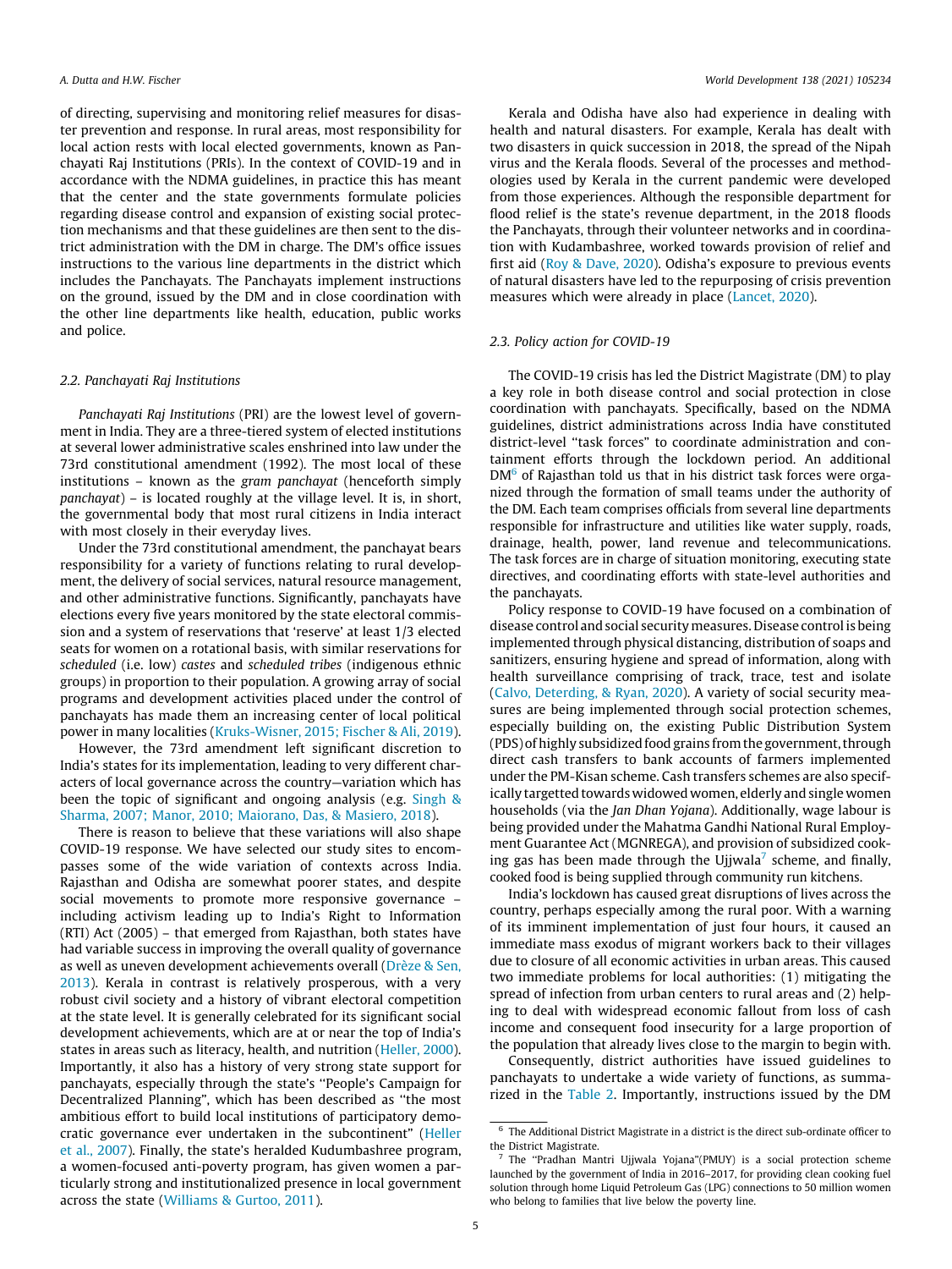of directing, supervising and monitoring relief measures for disaster prevention and response. In rural areas, most responsibility for local action rests with local elected governments, known as Panchayati Raj Institutions (PRIs). In the context of COVID-19 and in accordance with the NDMA guidelines, in practice this has meant that the center and the state governments formulate policies regarding disease control and expansion of existing social protection mechanisms and that these guidelines are then sent to the district administration with the DM in charge. The DM's office issues instructions to the various line departments in the district which includes the Panchayats. The Panchayats implement instructions on the ground, issued by the DM and in close coordination with the other line departments like health, education, public works and police.

### 2.2. Panchayati Raj Institutions

*Panchayati Raj Institutions* (PRI) are the lowest level of government in India. They are a three-tiered system of elected institutions at several lower administrative scales enshrined into law under the 73rd constitutional amendment (1992). The most local of these institutions – known as the *gram panchayat* (henceforth simply *panchayat*) – is located roughly at the village level. It is, in short, the governmental body that most rural citizens in India interact with most closely in their everyday lives.

Under the 73rd constitutional amendment, the panchayat bears responsibility for a variety of functions relating to rural development, the delivery of social services, natural resource management, and other administrative functions. Significantly, panchayats have elections every five years monitored by the state electoral commission and a system of reservations that 'reserve' at least 1/3 elected seats for women on a rotational basis, with similar reservations for *scheduled* (i.e. low) *castes* and *scheduled tribes* (indigenous ethnic groups) in proportion to their population. A growing array of social programs and development activities placed under the control of panchayats has made them an increasing center of local political power in many localities (Kruks-Wisner, 2015; Fischer & Ali, 2019).

However, the 73rd amendment left significant discretion to India's states for its implementation, leading to very different characters of local governance across the country—variation which has been the topic of significant and ongoing analysis (e.g. Singh & Sharma, 2007; Manor, 2010; Maiorano, Das, & Masiero, 2018).

There is reason to believe that these variations will also shape COVID-19 response. We have selected our study sites to encompasses some of the wide variation of contexts across India. Rajasthan and Odisha are somewhat poorer states, and despite social movements to promote more responsive governance – including activism leading up to India's Right to Information (RTI) Act (2005) – that emerged from Rajasthan, both states have had variable success in improving the overall quality of governance as well as uneven development achievements overall (Drèze & Sen, 2013). Kerala in contrast is relatively prosperous, with a very robust civil society and a history of vibrant electoral competition at the state level. It is generally celebrated for its significant social development achievements, which are at or near the top of India's states in areas such as literacy, health, and nutrition (Heller, 2000). Importantly, it also has a history of very strong state support for panchayats, especially through the state's "People's Campaign for Decentralized Planning", which has been described as "the most ambitious effort to build local institutions of participatory democratic governance ever undertaken in the subcontinent" (Heller et al., 2007). Finally, the state's heralded Kudumbashree program, a women-focused anti-poverty program, has given women a particularly strong and institutionalized presence in local government across the state (Williams & Gurtoo, 2011).

Kerala and Odisha have also had experience in dealing with health and natural disasters. For example, Kerala has dealt with two disasters in quick succession in 2018, the spread of the Nipah virus and the Kerala floods. Several of the processes and methodologies used by Kerala in the current pandemic were developed from those experiences. Although the responsible department for flood relief is the state's revenue department, in the 2018 floods the Panchayats, through their volunteer networks and in coordination with Kudambashree, worked towards provision of relief and first aid (Roy & Dave, 2020). Odisha's exposure to previous events of natural disasters have led to the repurposing of crisis prevention measures which were already in place (Lancet, 2020).

### 2.3. Policy action for COVID-19

The COVID-19 crisis has led the District Magistrate (DM) to play a key role in both disease control and social protection in close coordination with panchayats. Specifically, based on the NDMA guidelines, district administrations across India have constituted district-level "task forces" to coordinate administration and containment efforts through the lockdown period. An additional DM[6] of Rajasthan told us that in his district task forces were organized through the formation of small teams under the authority of the DM. Each team comprises officials from several line departments responsible for infrastructure and utilities like water supply, roads, drainage, health, power, land revenue and telecommunications. The task forces are in charge of situation monitoring, executing state directives, and coordinating efforts with state-level authorities and the panchayats.

Policy response to COVID-19 have focused on a combination of disease control and social security measures. Disease control is being implemented through physical distancing, distribution of soaps and sanitizers, ensuring hygiene and spread of information, along with health surveillance comprising of track, trace, test and isolate (Calvo, Deterding, & Ryan, 2020). A variety of social security measures are being implemented through social protection schemes, especially building on, the existing Public Distribution System (PDS) of highly subsidized food grains from the government, through direct cash transfers to bank accounts of farmers implemented under the PM-Kisan scheme. Cash transfers schemes are also specifically targetted towards widowed women, elderly and single women households (via the *Jan Dhan Yojana*). Additionally, wage labour is being provided under the Mahatma Gandhi National Rural Employment Guarantee Act (MGNREGA), and provision of subsidized cooking gas has been made through the Ujjwala[7] scheme, and finally, cooked food is being supplied through community run kitchens.

India's lockdown has caused great disruptions of lives across the country, perhaps especially among the rural poor. With a warning of its imminent implementation of just four hours, it caused an immediate mass exodus of migrant workers back to their villages due to closure of all economic activities in urban areas. This caused two immediate problems for local authorities: (1) mitigating the spread of infection from urban centers to rural areas and (2) helping to deal with widespread economic fallout from loss of cash income and consequent food insecurity for a large proportion of the population that already lives close to the margin to begin with.

Consequently, district authorities have issued guidelines to panchayats to undertake a wide variety of functions, as summarized in the Table 2. Importantly, instructions issued by the DM

[6] The Additional District Magistrate in a district is the direct sub-ordinate officer to the District Magistrate.

[7] The "Pradhan Mantri Ujjwala Yojana"(PMUY) is a social protection scheme launched by the government of India in 2016–2017, for providing clean cooking fuel solution through home Liquid Petroleum Gas (LPG) connections to 50 million women who belong to families that live below the poverty line.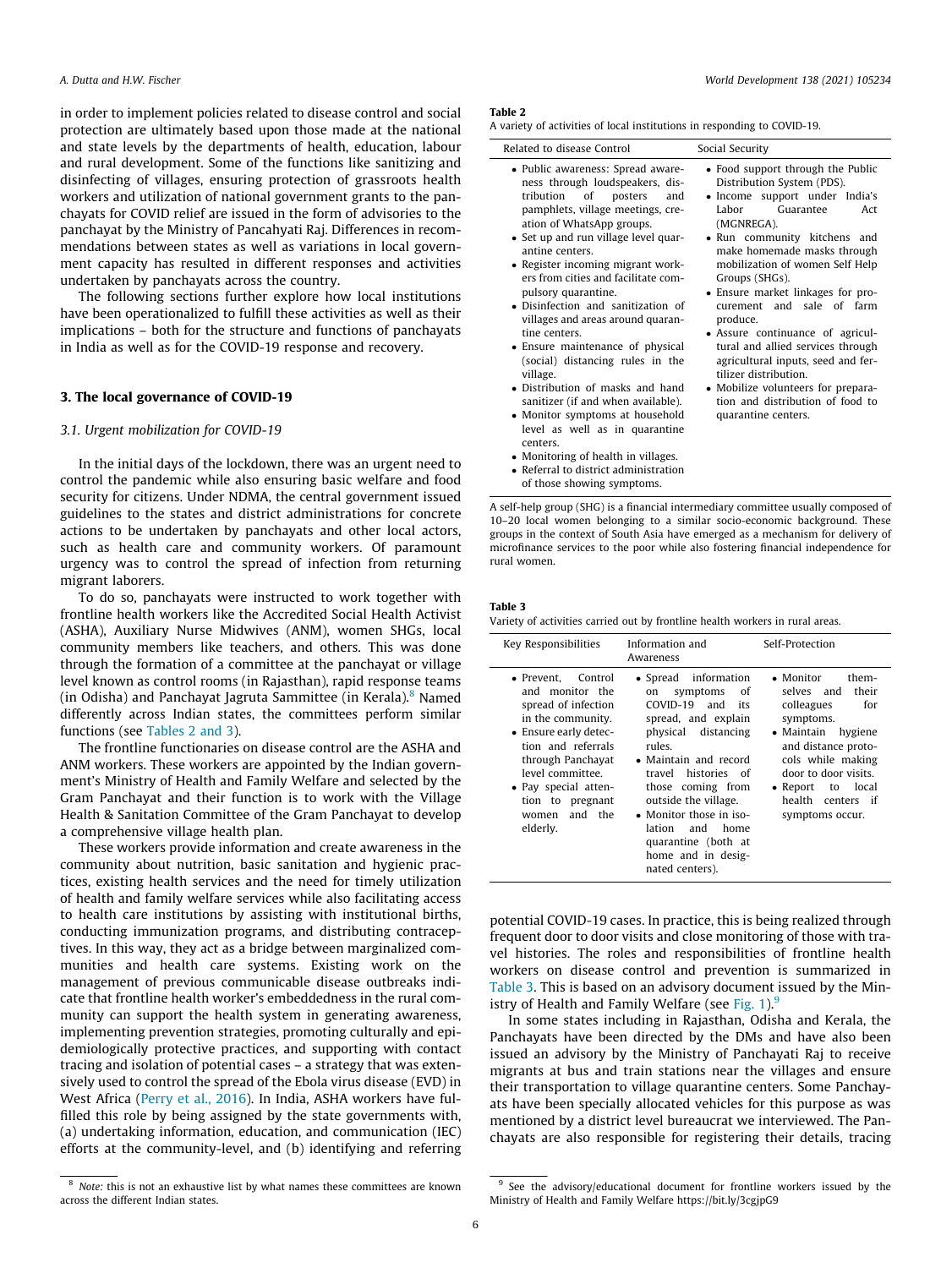in order to implement policies related to disease control and social protection are ultimately based upon those made at the national and state levels by the departments of health, education, labour and rural development. Some of the functions like sanitizing and disinfecting of villages, ensuring protection of grassroots health workers and utilization of national government grants to the panchayats for COVID relief are issued in the form of advisories to the panchayat by the Ministry of Pancahyati Raj. Differences in recommendations between states as well as variations in local government capacity has resulted in different responses and activities undertaken by panchayats across the country.

The following sections further explore how local institutions have been operationalized to fulfill these activities as well as their implications – both for the structure and functions of panchayats in India as well as for the COVID-19 response and recovery.

## 3. The local governance of COVID-19

### 3.1. Urgent mobilization for COVID-19

In the initial days of the lockdown, there was an urgent need to control the pandemic while also ensuring basic welfare and food security for citizens. Under NDMA, the central government issued guidelines to the states and district administrations for concrete actions to be undertaken by panchayats and other local actors, such as health care and community workers. Of paramount urgency was to control the spread of infection from returning migrant laborers.

To do so, panchayats were instructed to work together with frontline health workers like the Accredited Social Health Activist (ASHA), Auxiliary Nurse Midwives (ANM), women SHGs, local community members like teachers, and others. This was done through the formation of a committee at the panchayat or village level known as control rooms (in Rajasthan), rapid response teams (in Odisha) and Panchayat Jagruta Sammittee (in Kerala).[8] Named differently across Indian states, the committees perform similar functions (see Tables 2 and 3).

The frontline functionaries on disease control are the ASHA and ANM workers. These workers are appointed by the Indian government's Ministry of Health and Family Welfare and selected by the Gram Panchayat and their function is to work with the Village Health & Sanitation Committee of the Gram Panchayat to develop a comprehensive village health plan.

These workers provide information and create awareness in the community about nutrition, basic sanitation and hygienic practices, existing health services and the need for timely utilization of health and family welfare services while also facilitating access to health care institutions by assisting with institutional births, conducting immunization programs, and distributing contraceptives. In this way, they act as a bridge between marginalized communities and health care systems. Existing work on the management of previous communicable disease outbreaks indicate that frontline health worker's embeddedness in the rural community can support the health system in generating awareness, implementing prevention strategies, promoting culturally and epidemiologically protective practices, and supporting with contact tracing and isolation of potential cases – a strategy that was extensively used to control the spread of the Ebola virus disease (EVD) in West Africa (Perry et al., 2016). In India, ASHA workers have fulfilled this role by being assigned by the state governments with, (a) undertaking information, education, and communication (IEC) efforts at the community-level, and (b) identifying and referring potential COVID-19 cases. In practice, this is being realized through frequent door to door visits and close monitoring of those with travel histories. The roles and responsibilities of frontline health workers on disease control and prevention is summarized in Table 3. This is based on an advisory document issued by the Ministry of Health and Family Welfare (see Fig. 1).[9]

In some states including in Rajasthan, Odisha and Kerala, the Panchayats have been directed by the DMs and have also been issued an advisory by the Ministry of Panchayati Raj to receive migrants at bus and train stations near the villages and ensure their transportation to village quarantine centers. Some Panchayats have been specially allocated vehicles for this purpose as was mentioned by a district level bureaucrat we interviewed. The Panchayats are also responsible for registering their details, tracing

**Table 2**
A variety of activities of local institutions in responding to COVID-19.

| Related to disease Control | Social Security |
|---|---|
| • Public awareness: Spread awareness through loudspeakers, distribution of posters and pamphlets, village meetings, creation of WhatsApp groups.<br>• Set up and run village level quarantine centers.<br>• Register incoming migrant workers from cities and facilitate compulsory quarantine.<br>• Disinfection and sanitization of villages and areas around quarantine centers.<br>• Ensure maintenance of physical (social) distancing rules in the village.<br>• Distribution of masks and hand sanitizer (if and when available).<br>• Monitor symptoms at household level as well as in quarantine centers.<br>• Monitoring of health in villages.<br>• Referral to district administration of those showing symptoms. | • Food support through the Public Distribution System (PDS).<br>• Income support under India's Labor Guarantee Act (MGNREGA).<br>• Run community kitchens and make homemade masks through mobilization of women Self Help Groups (SHGs).<br>• Ensure market linkages for procurement and sale of farm produce.<br>• Assure continuance of agricultural and allied services through agricultural inputs, seed and fertilizer distribution.<br>• Mobilize volunteers for preparation and distribution of food to quarantine centers. |

A self-help group (SHG) is a financial intermediary committee usually composed of 10–20 local women belonging to a similar socio-economic background. These groups in the context of South Asia have emerged as a mechanism for delivery of microfinance services to the poor while also fostering financial independence for rural women.

**Table 3**
Variety of activities carried out by frontline health workers in rural areas.

| Key Responsibilities | Information and Awareness | Self-Protection |
|---|---|---|
| • Prevent, Control and monitor the spread of infection in the community.<br>• Ensure early detection and referrals through Panchayat level committee.<br>• Pay special attention to pregnant women and the elderly. | • Spread information on symptoms of COVID-19 and its spread, and explain physical distancing rules.<br>• Maintain and record travel histories of those coming from outside the village.<br>• Monitor those in isolation and home quarantine (both at home and in designated centers). | • Monitor themselves and their colleagues for symptoms.<br>• Maintain hygiene and distance protocols while making door to door visits.<br>• Report to local health centers if symptoms occur. |

[8] *Note:* this is not an exhaustive list by what names these committees are known across the different Indian states.

[9] See the advisory/educational document for frontline workers issued by the Ministry of Health and Family Welfare https://bit.ly/3cgjpG9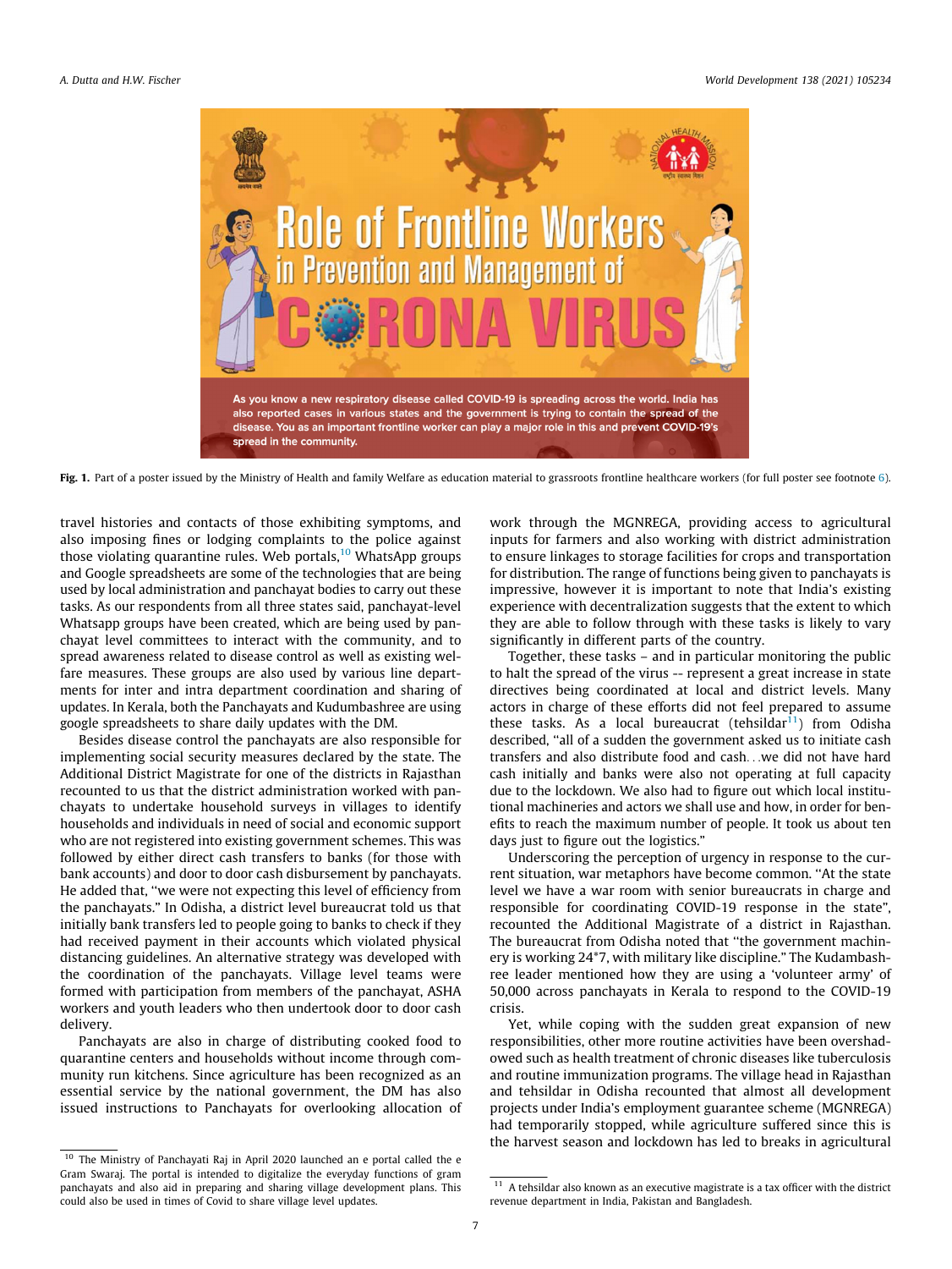Fig. 1. Part of a poster issued by the Ministry of Health and family Welfare as education material to grassroots frontline healthcare workers (for full poster see footnote 6).

travel histories and contacts of those exhibiting symptoms, and also imposing fines or lodging complaints to the police against those violating quarantine rules. Web portals,[10] WhatsApp groups and Google spreadsheets are some of the technologies that are being used by local administration and panchayat bodies to carry out these tasks. As our respondents from all three states said, panchayat-level Whatsapp groups have been created, which are being used by panchayat level committees to interact with the community, and to spread awareness related to disease control as well as existing welfare measures. These groups are also used by various line departments for inter and intra department coordination and sharing of updates. In Kerala, both the Panchayats and Kudumbashree are using google spreadsheets to share daily updates with the DM.

Besides disease control the panchayats are also responsible for implementing social security measures declared by the state. The Additional District Magistrate for one of the districts in Rajasthan recounted to us that the district administration worked with panchayats to undertake household surveys in villages to identify households and individuals in need of social and economic support who are not registered into existing government schemes. This was followed by either direct cash transfers to banks (for those with bank accounts) and door to door cash disbursement by panchayats. He added that, "we were not expecting this level of efficiency from the panchayats." In Odisha, a district level bureaucrat told us that initially bank transfers led to people going to banks to check if they had received payment in their accounts which violated physical distancing guidelines. An alternative strategy was developed with the coordination of the panchayats. Village level teams were formed with participation from members of the panchayat, ASHA workers and youth leaders who then undertook door to door cash delivery.

Panchayats are also in charge of distributing cooked food to quarantine centers and households without income through community run kitchens. Since agriculture has been recognized as an essential service by the national government, the DM has also issued instructions to Panchayats for overlooking allocation of work through the MGNREGA, providing access to agricultural inputs for farmers and also working with district administration to ensure linkages to storage facilities for crops and transportation for distribution. The range of functions being given to panchayats is impressive, however it is important to note that India's existing experience with decentralization suggests that the extent to which they are able to follow through with these tasks is likely to vary significantly in different parts of the country.

Together, these tasks – and in particular monitoring the public to halt the spread of the virus -- represent a great increase in state directives being coordinated at local and district levels. Many actors in charge of these efforts did not feel prepared to assume these tasks. As a local bureaucrat (tehsildar[11]) from Odisha described, "all of a sudden the government asked us to initiate cash transfers and also distribute food and cash…we did not have hard cash initially and banks were also not operating at full capacity due to the lockdown. We also had to figure out which local institutional machineries and actors we shall use and how, in order for benefits to reach the maximum number of people. It took us about ten days just to figure out the logistics."

Underscoring the perception of urgency in response to the current situation, war metaphors have become common. "At the state level we have a war room with senior bureaucrats in charge and responsible for coordinating COVID-19 response in the state", recounted the Additional Magistrate of a district in Rajasthan. The bureaucrat from Odisha noted that "the government machinery is working 24*7, with military like discipline." The Kudambashree leader mentioned how they are using a 'volunteer army' of 50,000 across panchayats in Kerala to respond to the COVID-19 crisis.

Yet, while coping with the sudden great expansion of new responsibilities, other more routine activities have been overshadowed such as health treatment of chronic diseases like tuberculosis and routine immunization programs. The village head in Rajasthan and tehsildar in Odisha recounted that almost all development projects under India's employment guarantee scheme (MGNREGA) had temporarily stopped, while agriculture suffered since this is the harvest season and lockdown has led to breaks in agricultural

[10] The Ministry of Panchayati Raj in April 2020 launched an e portal called the e Gram Swaraj. The portal is intended to digitalize the everyday functions of gram panchayats and also aid in preparing and sharing village development plans. This could also be used in times of Covid to share village level updates.

[11] A tehsildar also known as an executive magistrate is a tax officer with the district revenue department in India, Pakistan and Bangladesh.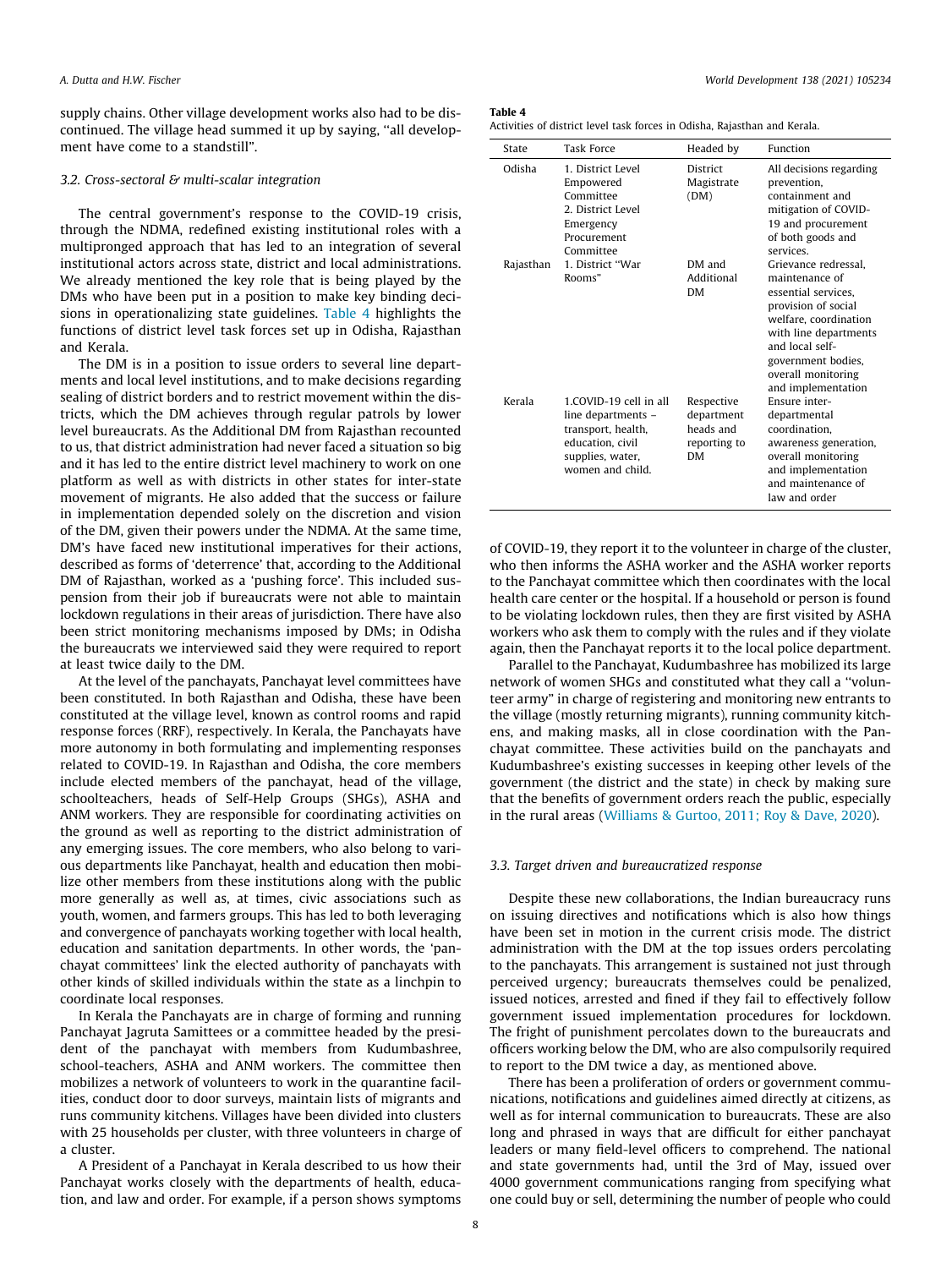supply chains. Other village development works also had to be discontinued. The village head summed it up by saying, "all development have come to a standstill".

### 3.2. Cross-sectoral & multi-scalar integration

The central government's response to the COVID-19 crisis, through the NDMA, redefined existing institutional roles with a multipronged approach that has led to an integration of several institutional actors across state, district and local administrations. We already mentioned the key role that is being played by the DMs who have been put in a position to make key binding decisions in operationalizing state guidelines. Table 4 highlights the functions of district level task forces set up in Odisha, Rajasthan and Kerala.

The DM is in a position to issue orders to several line departments and local level institutions, and to make decisions regarding sealing of district borders and to restrict movement within the districts, which the DM achieves through regular patrols by lower level bureaucrats. As the Additional DM from Rajasthan recounted to us, that district administration had never faced a situation so big and it has led to the entire district level machinery to work on one platform as well as with districts in other states for inter-state movement of migrants. He also added that the success or failure in implementation depended solely on the discretion and vision of the DM, given their powers under the NDMA. At the same time, DM's have faced new institutional imperatives for their actions, described as forms of 'deterrence' that, according to the Additional DM of Rajasthan, worked as a 'pushing force'. This included suspension from their job if bureaucrats were not able to maintain lockdown regulations in their areas of jurisdiction. There have also been strict monitoring mechanisms imposed by DMs; in Odisha the bureaucrats we interviewed said they were required to report at least twice daily to the DM.

At the level of the panchayats, Panchayat level committees have been constituted. In both Rajasthan and Odisha, these have been constituted at the village level, known as control rooms and rapid response forces (RRF), respectively. In Kerala, the Panchayats have more autonomy in both formulating and implementing responses related to COVID-19. In Rajasthan and Odisha, the core members include elected members of the panchayat, head of the village, schoolteachers, heads of Self-Help Groups (SHGs), ASHA and ANM workers. They are responsible for coordinating activities on the ground as well as reporting to the district administration of any emerging issues. The core members, who also belong to various departments like Panchayat, health and education then mobilize other members from these institutions along with the public more generally as well as, at times, civic associations such as youth, women, and farmers groups. This has led to both leveraging and convergence of panchayats working together with local health, education and sanitation departments. In other words, the 'panchayat committees' link the elected authority of panchayats with other kinds of skilled individuals within the state as a linchpin to coordinate local responses.

In Kerala the Panchayats are in charge of forming and running Panchayat Jagruta Samittees or a committee headed by the president of the panchayat with members from Kudumbashree, school-teachers, ASHA and ANM workers. The committee then mobilizes a network of volunteers to work in the quarantine facilities, conduct door to door surveys, maintain lists of migrants and runs community kitchens. Villages have been divided into clusters with 25 households per cluster, with three volunteers in charge of a cluster.

A President of a Panchayat in Kerala described to us how their Panchayat works closely with the departments of health, education, and law and order. For example, if a person shows symptoms of COVID-19, they report it to the volunteer in charge of the cluster, who then informs the ASHA worker and the ASHA worker reports to the Panchayat committee which then coordinates with the local health care center or the hospital. If a household or person is found to be violating lockdown rules, then they are first visited by ASHA workers who ask them to comply with the rules and if they violate again, then the Panchayat reports it to the local police department.

**Table 4**
Activities of district level task forces in Odisha, Rajasthan and Kerala.

| State | Task Force | Headed by | Function |
|---|---|---|---|
| Odisha | 1. District Level Empowered Committee<br>2. District Level Emergency Procurement Committee | District Magistrate (DM) | All decisions regarding prevention, containment and mitigation of COVID-19 and procurement of both goods and services. |
| Rajasthan | 1. District "War Rooms" | DM and Additional DM | Grievance redressal, maintenance of essential services, provision of social welfare, coordination with line departments and local self-government bodies, overall monitoring and implementation |
| Kerala | 1.COVID-19 cell in all line departments – transport, health, education, civil supplies, water, women and child. | Respective department heads and reporting to DM | Ensure inter-departmental coordination, awareness generation, overall monitoring and implementation and maintenance of law and order |

Parallel to the Panchayat, Kudumbashree has mobilized its large network of women SHGs and constituted what they call a "volunteer army" in charge of registering and monitoring new entrants to the village (mostly returning migrants), running community kitchens, and making masks, all in close coordination with the Panchayat committee. These activities build on the panchayats and Kudumbashree's existing successes in keeping other levels of the government (the district and the state) in check by making sure that the benefits of government orders reach the public, especially in the rural areas (Williams & Gurtoo, 2011; Roy & Dave, 2020).

### 3.3. Target driven and bureaucratized response

Despite these new collaborations, the Indian bureaucracy runs on issuing directives and notifications which is also how things have been set in motion in the current crisis mode. The district administration with the DM at the top issues orders percolating to the panchayats. This arrangement is sustained not just through perceived urgency; bureaucrats themselves could be penalized, issued notices, arrested and fined if they fail to effectively follow government issued implementation procedures for lockdown. The fright of punishment percolates down to the bureaucrats and officers working below the DM, who are also compulsorily required to report to the DM twice a day, as mentioned above.

There has been a proliferation of orders or government communications, notifications and guidelines aimed directly at citizens, as well as for internal communication to bureaucrats. These are also long and phrased in ways that are difficult for either panchayat leaders or many field-level officers to comprehend. The national and state governments had, until the 3rd of May, issued over 4000 government communications ranging from specifying what one could buy or sell, determining the number of people who could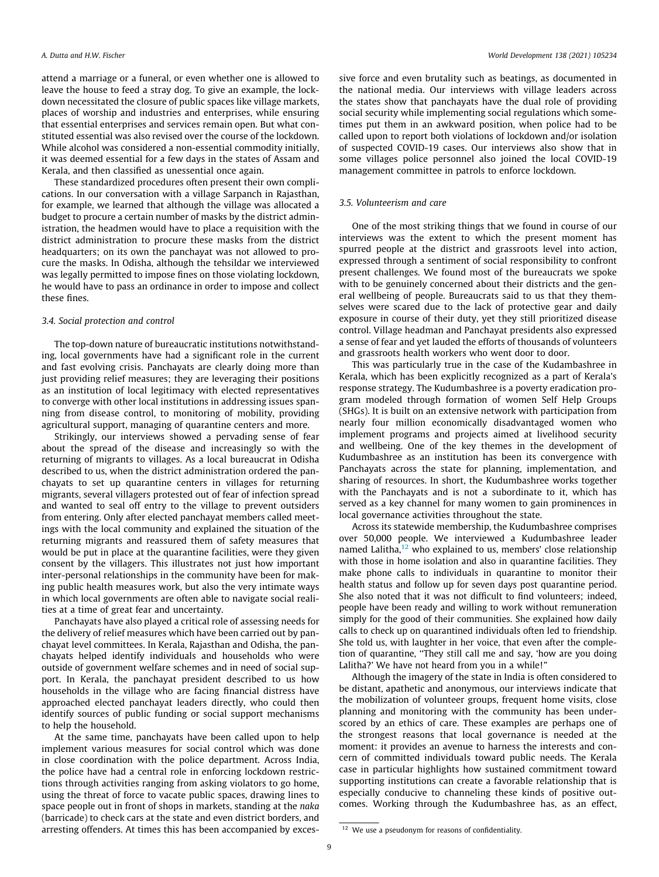attend a marriage or a funeral, or even whether one is allowed to leave the house to feed a stray dog. To give an example, the lockdown necessitated the closure of public spaces like village markets, places of worship and industries and enterprises, while ensuring that essential enterprises and services remain open. But what constituted essential was also revised over the course of the lockdown. While alcohol was considered a non-essential commodity initially, it was deemed essential for a few days in the states of Assam and Kerala, and then classified as unessential once again.

These standardized procedures often present their own complications. In our conversation with a village Sarpanch in Rajasthan, for example, we learned that although the village was allocated a budget to procure a certain number of masks by the district administration, the headmen would have to place a requisition with the district administration to procure these masks from the district headquarters; on its own the panchayat was not allowed to procure the masks. In Odisha, although the tehsildar we interviewed was legally permitted to impose fines on those violating lockdown, he would have to pass an ordinance in order to impose and collect these fines.

### 3.4. Social protection and control

The top-down nature of bureaucratic institutions notwithstanding, local governments have had a significant role in the current and fast evolving crisis. Panchayats are clearly doing more than just providing relief measures; they are leveraging their positions as an institution of local legitimacy with elected representatives to converge with other local institutions in addressing issues spanning from disease control, to monitoring of mobility, providing agricultural support, managing of quarantine centers and more.

Strikingly, our interviews showed a pervading sense of fear about the spread of the disease and increasingly so with the returning of migrants to villages. As a local bureaucrat in Odisha described to us, when the district administration ordered the panchayats to set up quarantine centers in villages for returning migrants, several villagers protested out of fear of infection spread and wanted to seal off entry to the village to prevent outsiders from entering. Only after elected panchayat members called meetings with the local community and explained the situation of the returning migrants and reassured them of safety measures that would be put in place at the quarantine facilities, were they given consent by the villagers. This illustrates not just how important inter-personal relationships in the community have been for making public health measures work, but also the very intimate ways in which local governments are often able to navigate social realities at a time of great fear and uncertainty.

Panchayats have also played a critical role of assessing needs for the delivery of relief measures which have been carried out by panchayat level committees. In Kerala, Rajasthan and Odisha, the panchayats helped identify individuals and households who were outside of government welfare schemes and in need of social support. In Kerala, the panchayat president described to us how households in the village who are facing financial distress have approached elected panchayat leaders directly, who could then identify sources of public funding or social support mechanisms to help the household.

At the same time, panchayats have been called upon to help implement various measures for social control which was done in close coordination with the police department. Across India, the police have had a central role in enforcing lockdown restrictions through activities ranging from asking violators to go home, using the threat of force to vacate public spaces, drawing lines to space people out in front of shops in markets, standing at the *naka* (barricade) to check cars at the state and even district borders, and arresting offenders. At times this has been accompanied by excessive force and even brutality such as beatings, as documented in the national media. Our interviews with village leaders across the states show that panchayats have the dual role of providing social security while implementing social regulations which sometimes put them in an awkward position, when police had to be called upon to report both violations of lockdown and/or isolation of suspected COVID-19 cases. Our interviews also show that in some villages police personnel also joined the local COVID-19 management committee in patrols to enforce lockdown.

### 3.5. Volunteerism and care

One of the most striking things that we found in course of our interviews was the extent to which the present moment has spurred people at the district and grassroots level into action, expressed through a sentiment of social responsibility to confront present challenges. We found most of the bureaucrats we spoke with to be genuinely concerned about their districts and the general wellbeing of people. Bureaucrats said to us that they themselves were scared due to the lack of protective gear and daily exposure in course of their duty, yet they still prioritized disease control. Village headman and Panchayat presidents also expressed a sense of fear and yet lauded the efforts of thousands of volunteers and grassroots health workers who went door to door.

This was particularly true in the case of the Kudambashree in Kerala, which has been explicitly recognized as a part of Kerala's response strategy. The Kudumbashree is a poverty eradication program modeled through formation of women Self Help Groups (SHGs). It is built on an extensive network with participation from nearly four million economically disadvantaged women who implement programs and projects aimed at livelihood security and wellbeing. One of the key themes in the development of Kudumbashree as an institution has been its convergence with Panchayats across the state for planning, implementation, and sharing of resources. In short, the Kudumbashree works together with the Panchayats and is not a subordinate to it, which has served as a key channel for many women to gain prominences in local governance activities throughout the state.

Across its statewide membership, the Kudumbashree comprises over 50,000 people. We interviewed a Kudumbashree leader named Lalitha,[12] who explained to us, members' close relationship with those in home isolation and also in quarantine facilities. They make phone calls to individuals in quarantine to monitor their health status and follow up for seven days post quarantine period. She also noted that it was not difficult to find volunteers; indeed, people have been ready and willing to work without remuneration simply for the good of their communities. She explained how daily calls to check up on quarantined individuals often led to friendship. She told us, with laughter in her voice, that even after the completion of quarantine, "They still call me and say, 'how are you doing Lalitha?' We have not heard from you in a while!"

Although the imagery of the state in India is often considered to be distant, apathetic and anonymous, our interviews indicate that the mobilization of volunteer groups, frequent home visits, close planning and monitoring with the community has been underscored by an ethics of care. These examples are perhaps one of the strongest reasons that local governance is needed at the moment: it provides an avenue to harness the interests and concern of committed individuals toward public needs. The Kerala case in particular highlights how sustained commitment toward supporting institutions can create a favorable relationship that is especially conducive to channeling these kinds of positive outcomes. Working through the Kudumbashree has, as an effect,

[12] We use a pseudonym for reasons of confidentiality.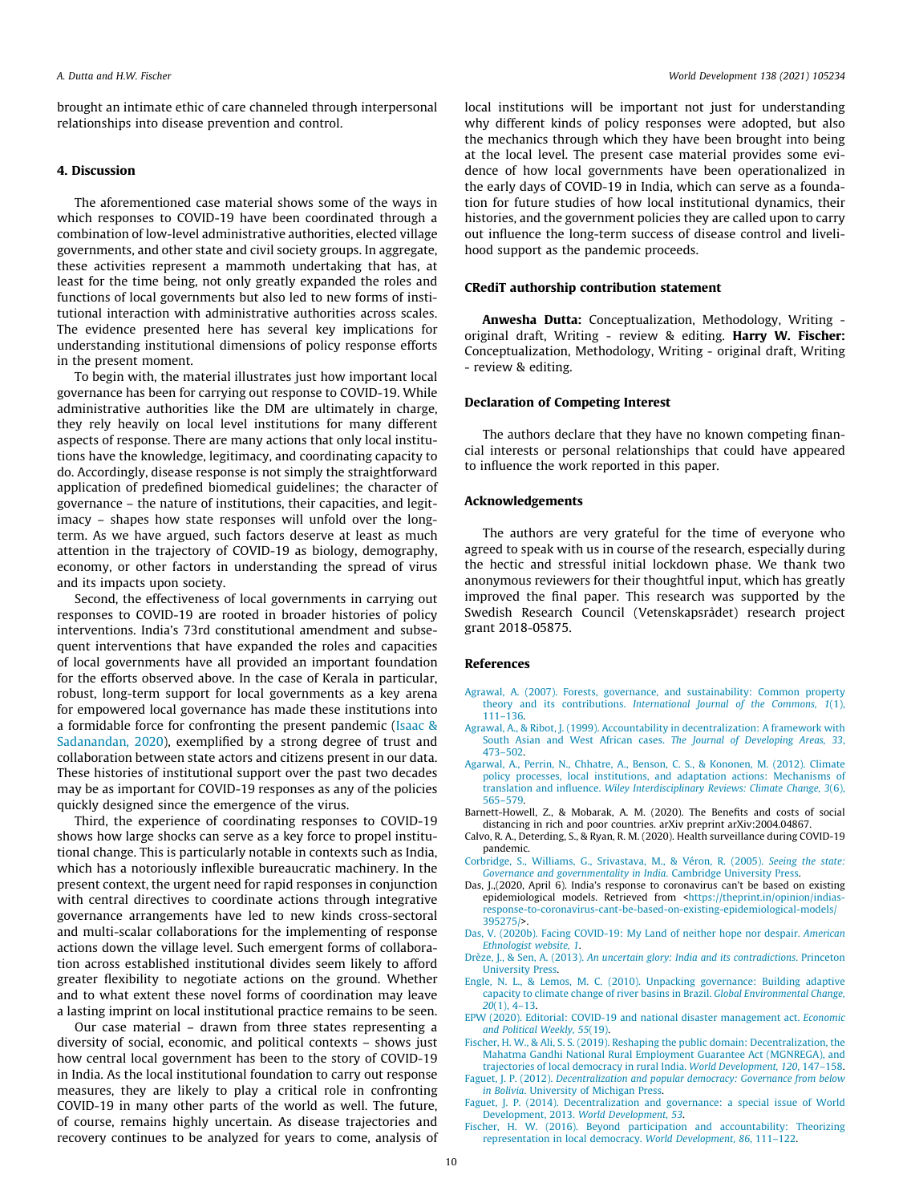brought an intimate ethic of care channeled through interpersonal relationships into disease prevention and control.

## 4. Discussion

The aforementioned case material shows some of the ways in which responses to COVID-19 have been coordinated through a combination of low-level administrative authorities, elected village governments, and other state and civil society groups. In aggregate, these activities represent a mammoth undertaking that has, at least for the time being, not only greatly expanded the roles and functions of local governments but also led to new forms of institutional interaction with administrative authorities across scales. The evidence presented here has several key implications for understanding institutional dimensions of policy response efforts in the present moment.

To begin with, the material illustrates just how important local governance has been for carrying out response to COVID-19. While administrative authorities like the DM are ultimately in charge, they rely heavily on local level institutions for many different aspects of response. There are many actions that only local institutions have the knowledge, legitimacy, and coordinating capacity to do. Accordingly, disease response is not simply the straightforward application of predefined biomedical guidelines; the character of governance – the nature of institutions, their capacities, and legitimacy – shapes how state responses will unfold over the long-term. As we have argued, such factors deserve at least as much attention in the trajectory of COVID-19 as biology, demography, economy, or other factors in understanding the spread of virus and its impacts upon society.

Second, the effectiveness of local governments in carrying out responses to COVID-19 are rooted in broader histories of policy interventions. India's 73rd constitutional amendment and subsequent interventions that have expanded the roles and capacities of local governments have all provided an important foundation for the efforts observed above. In the case of Kerala in particular, robust, long-term support for local governments as a key arena for empowered local governance has made these institutions into a formidable force for confronting the present pandemic (Isaac & Sadanandan, 2020), exemplified by a strong degree of trust and collaboration between state actors and citizens present in our data. These histories of institutional support over the past two decades may be as important for COVID-19 responses as any of the policies quickly designed since the emergence of the virus.

Third, the experience of coordinating responses to COVID-19 shows how large shocks can serve as a key force to propel institutional change. This is particularly notable in contexts such as India, which has a notoriously inflexible bureaucratic machinery. In the present context, the urgent need for rapid responses in conjunction with central directives to coordinate actions through integrative governance arrangements have led to new kinds cross-sectoral and multi-scalar collaborations for the implementing of response actions down the village level. Such emergent forms of collaboration across established institutional divides seem likely to afford greater flexibility to negotiate actions on the ground. Whether and to what extent these novel forms of coordination may leave a lasting imprint on local institutional practice remains to be seen.

Our case material – drawn from three states representing a diversity of social, economic, and political contexts – shows just how central local government has been to the story of COVID-19 in India. As the local institutional foundation to carry out response measures, they are likely to play a critical role in confronting COVID-19 in many other parts of the world as well. The future, of course, remains highly uncertain. As disease trajectories and recovery continues to be analyzed for years to come, analysis of local institutions will be important not just for understanding why different kinds of policy responses were adopted, but also the mechanics through which they have been brought into being at the local level. The present case material provides some evidence of how local governments have been operationalized in the early days of COVID-19 in India, which can serve as a foundation for future studies of how local institutional dynamics, their histories, and the government policies they are called upon to carry out influence the long-term success of disease control and livelihood support as the pandemic proceeds.

## CRediT authorship contribution statement

**Anwesha Dutta:** Conceptualization, Methodology, Writing - original draft, Writing - review & editing. **Harry W. Fischer:** Conceptualization, Methodology, Writing - original draft, Writing - review & editing.

## Declaration of Competing Interest

The authors declare that they have no known competing financial interests or personal relationships that could have appeared to influence the work reported in this paper.

## Acknowledgements

The authors are very grateful for the time of everyone who agreed to speak with us in course of the research, especially during the hectic and stressful initial lockdown phase. We thank two anonymous reviewers for their thoughtful input, which has greatly improved the final paper. This research was supported by the Swedish Research Council (Vetenskapsrådet) research project grant 2018-05875.

## References

Agrawal, A. (2007). Forests, governance, and sustainability: Common property theory and its contributions. *International Journal of the Commons, 1*(1), 111–136.

Agrawal, A., & Ribot, J. (1999). Accountability in decentralization: A framework with South Asian and West African cases. *The Journal of Developing Areas, 33*, 473–502.

Agarwal, A., Perrin, N., Chhatre, A., Benson, C. S., & Kononen, M. (2012). Climate policy processes, local institutions, and adaptation actions: Mechanisms of translation and influence. *Wiley Interdisciplinary Reviews: Climate Change, 3*(6), 565–579.

Barnett-Howell, Z., & Mobarak, A. M. (2020). The Benefits and costs of social distancing in rich and poor countries. arXiv preprint arXiv:2004.04867.

Calvo, R. A., Deterding, S., & Ryan, R. M. (2020). Health surveillance during COVID-19 pandemic.

Corbridge, S., Williams, G., Srivastava, M., & Véron, R. (2005). *Seeing the state: Governance and governmentality in India*. Cambridge University Press.

Das, J.,(2020, April 6). India's response to coronavirus can't be based on existing epidemiological models. Retrieved from <https://theprint.in/opinion/indias-response-to-coronavirus-cant-be-based-on-existing-epidemiological-models/395275/>.

Das, V. (2020b). Facing COVID-19: My Land of neither hope nor despair. *American Ethnologist website, 1*.

Drèze, J., & Sen, A. (2013). *An uncertain glory: India and its contradictions*. Princeton University Press.

Engle, N. L., & Lemos, M. C. (2010). Unpacking governance: Building adaptive capacity to climate change of river basins in Brazil. *Global Environmental Change, 20*(1), 4–13.

EPW (2020). Editorial: COVID-19 and national disaster management act. *Economic and Political Weekly, 55*(19).

Fischer, H. W., & Ali, S. S. (2019). Reshaping the public domain: Decentralization, the Mahatma Gandhi National Rural Employment Guarantee Act (MGNREGA), and trajectories of local democracy in rural India. *World Development, 120*, 147–158.

Faguet, J. P. (2012). *Decentralization and popular democracy: Governance from below in Bolivia*. University of Michigan Press.

Faguet, J. P. (2014). Decentralization and governance: a special issue of World Development, 2013. *World Development, 53*.

Fischer, H. W. (2016). Beyond participation and accountability: Theorizing representation in local democracy. *World Development, 86*, 111–122.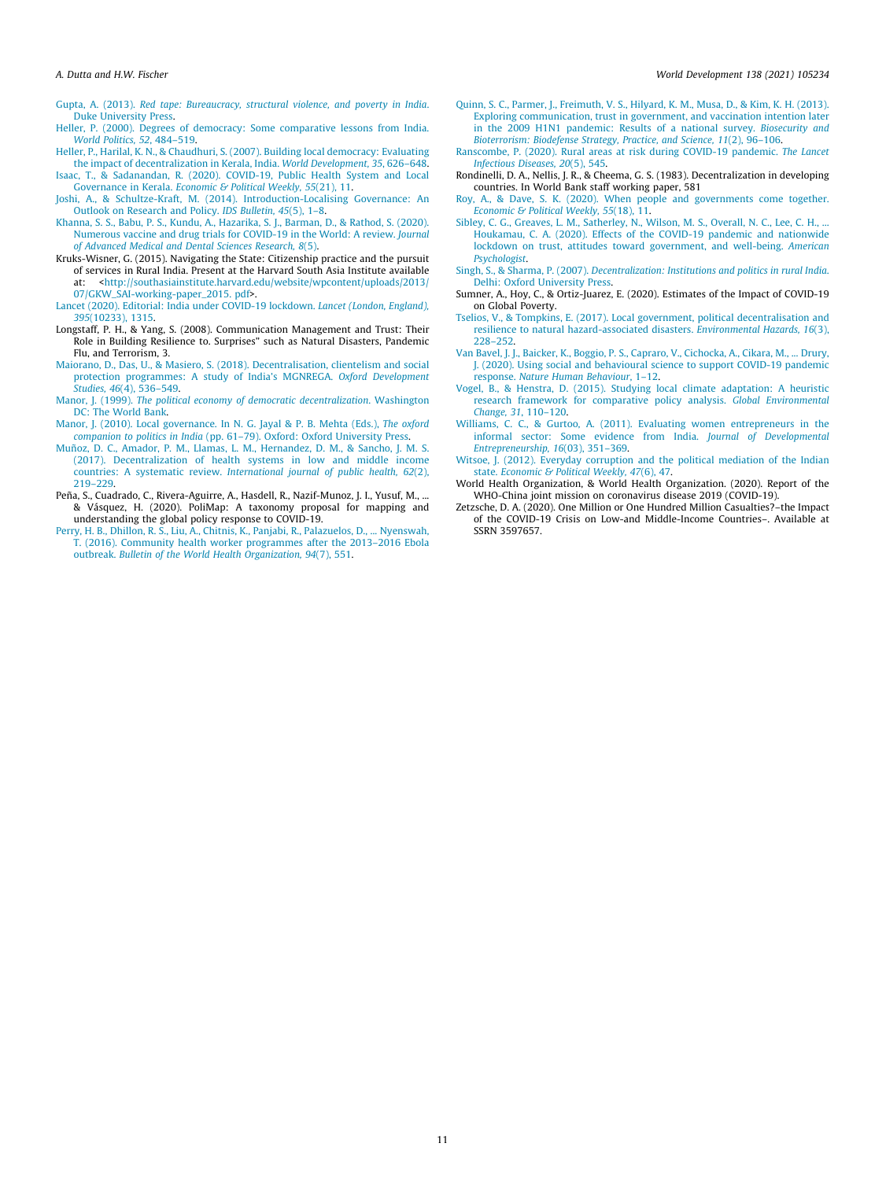Gupta, A. (2013). *Red tape: Bureaucracy, structural violence, and poverty in India*. Duke University Press.

Heller, P. (2000). Degrees of democracy: Some comparative lessons from India. *World Politics, 52*, 484–519.

Heller, P., Harilal, K. N., & Chaudhuri, S. (2007). Building local democracy: Evaluating the impact of decentralization in Kerala, India. *World Development, 35*, 626–648.

Isaac, T., & Sadanandan, R. (2020). COVID-19, Public Health System and Local Governance in Kerala. *Economic & Political Weekly, 55*(21), 11.

Joshi, A., & Schultze-Kraft, M. (2014). Introduction–Localising Governance: An Outlook on Research and Policy. *IDS Bulletin, 45*(5), 1–8.

Khanna, S. S., Babu, P. S., Kundu, A., Hazarika, S. J., Barman, D., & Rathod, S. (2020). Numerous vaccine and drug trials for COVID-19 in the World: A review. *Journal of Advanced Medical and Dental Sciences Research, 8*(5).

Kruks-Wisner, G. (2015). Navigating the State: Citizenship practice and the pursuit of services in Rural India. Present at the Harvard South Asia Institute available at: <http://southasiainstitute.harvard.edu/website/wpcontent/uploads/2013/07/GKW_SAI-working-paper_2015. pdf>.

Lancet (2020). Editorial: India under COVID-19 lockdown. *Lancet (London, England), 395*(10233), 1315.

Longstaff, P. H., & Yang, S. (2008). Communication Management and Trust: Their Role in Building Resilience to. Surprises" such as Natural Disasters, Pandemic Flu, and Terrorism, 3.

Maiorano, D., Das, U., & Masiero, S. (2018). Decentralisation, clientelism and social protection programmes: A study of India's MGNREGA. *Oxford Development Studies, 46*(4), 536–549.

Manor, J. (1999). *The political economy of democratic decentralization*. Washington DC: The World Bank.

Manor, J. (2010). Local governance. In N. G. Jayal & P. B. Mehta (Eds.), *The oxford companion to politics in India* (pp. 61–79). Oxford: Oxford University Press.

Muñoz, D. C., Amador, P. M., Llamas, L. M., Hernandez, D. M., & Sancho, J. M. S. (2017). Decentralization of health systems in low and middle income countries: A systematic review. *International journal of public health, 62*(2), 219–229.

Peña, S., Cuadrado, C., Rivera-Aguirre, A., Hasdell, R., Nazif-Munoz, J. I., Yusuf, M., ... & Vásquez, H. (2020). PoliMap: A taxonomy proposal for mapping and understanding the global policy response to COVID-19.

Perry, H. B., Dhillon, R. S., Liu, A., Chitnis, K., Panjabi, R., Palazuelos, D., ... Nyenswah, T. (2016). Community health worker programmes after the 2013–2016 Ebola outbreak. *Bulletin of the World Health Organization, 94*(7), 551.

Quinn, S. C., Parmer, J., Freimuth, V. S., Hilyard, K. M., Musa, D., & Kim, K. H. (2013). Exploring communication, trust in government, and vaccination intention later in the 2009 H1N1 pandemic: Results of a national survey. *Biosecurity and Bioterrorism: Biodefense Strategy, Practice, and Science, 11*(2), 96–106.

Ranscombe, P. (2020). Rural areas at risk during COVID-19 pandemic. *The Lancet Infectious Diseases, 20*(5), 545.

Rondinelli, D. A., Nellis, J. R., & Cheema, G. S. (1983). Decentralization in developing countries. In World Bank staff working paper, 581

Roy, A., & Dave, S. K. (2020). When people and governments come together. *Economic & Political Weekly, 55*(18), 11.

Sibley, C. G., Greaves, L. M., Satherley, N., Wilson, M. S., Overall, N. C., Lee, C. H., ... Houkamau, C. A. (2020). Effects of the COVID-19 pandemic and nationwide lockdown on trust, attitudes toward government, and well-being. *American Psychologist*.

Singh, S., & Sharma, P. (2007). *Decentralization: Institutions and politics in rural India*. Delhi: Oxford University Press.

Sumner, A., Hoy, C., & Ortiz-Juarez, E. (2020). Estimates of the Impact of COVID-19 on Global Poverty.

Tselios, V., & Tompkins, E. (2017). Local government, political decentralisation and resilience to natural hazard-associated disasters. *Environmental Hazards, 16*(3), 228–252.

Van Bavel, J. J., Baicker, K., Boggio, P. S., Capraro, V., Cichocka, A., Cikara, M., ... Drury, J. (2020). Using social and behavioural science to support COVID-19 pandemic response. *Nature Human Behaviour*, 1–12.

Vogel, B., & Henstra, D. (2015). Studying local climate adaptation: A heuristic research framework for comparative policy analysis. *Global Environmental Change, 31*, 110–120.

Williams, C. C., & Gurtoo, A. (2011). Evaluating women entrepreneurs in the informal sector: Some evidence from India. *Journal of Developmental Entrepreneurship, 16*(03), 351–369.

Witsoe, J. (2012). Everyday corruption and the political mediation of the Indian state. *Economic & Political Weekly, 47*(6), 47.

World Health Organization, & World Health Organization. (2020). Report of the WHO-China joint mission on coronavirus disease 2019 (COVID-19).

Zetzsche, D. A. (2020). One Million or One Hundred Million Casualties?–the Impact of the COVID-19 Crisis on Low-and Middle-Income Countries–. Available at SSRN 3597657.